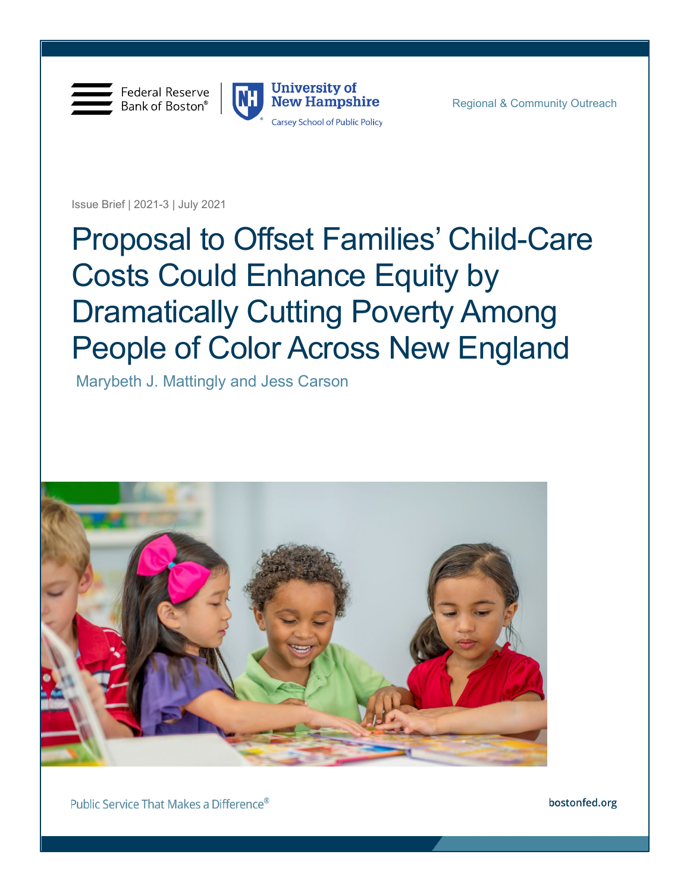Federal Reserve Bank of Boston®

University of New Hampshire
Carsey School of Public Policy

Regional & Community Outreach

Issue Brief | 2021-3 | July 2021

# Proposal to Offset Families' Child-Care Costs Could Enhance Equity by Dramatically Cutting Poverty Among People of Color Across New England

Marybeth J. Mattingly and Jess Carson

Public Service That Makes a Difference®

bostonfed.org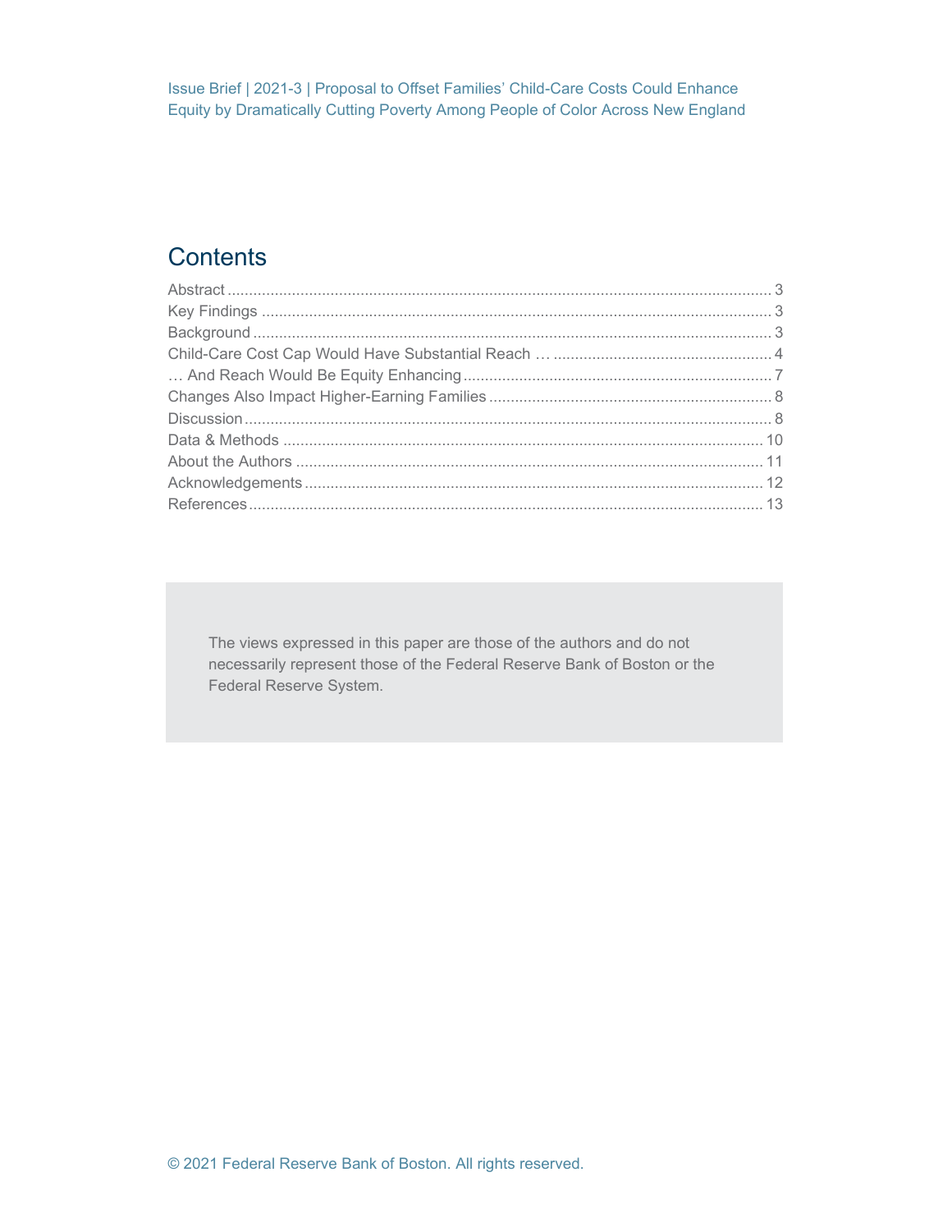## Contents

- Abstract ............ 3
- Key Findings ............ 3
- Background ............ 3
- Child-Care Cost Cap Would Have Substantial Reach … ............ 4
- … And Reach Would Be Equity Enhancing ............ 7
- Changes Also Impact Higher-Earning Families ............ 8
- Discussion ............ 8
- Data & Methods ............ 10
- About the Authors ............ 11
- Acknowledgements ............ 12
- References ............ 13

The views expressed in this paper are those of the authors and do not necessarily represent those of the Federal Reserve Bank of Boston or the Federal Reserve System.

© 2021 Federal Reserve Bank of Boston. All rights reserved.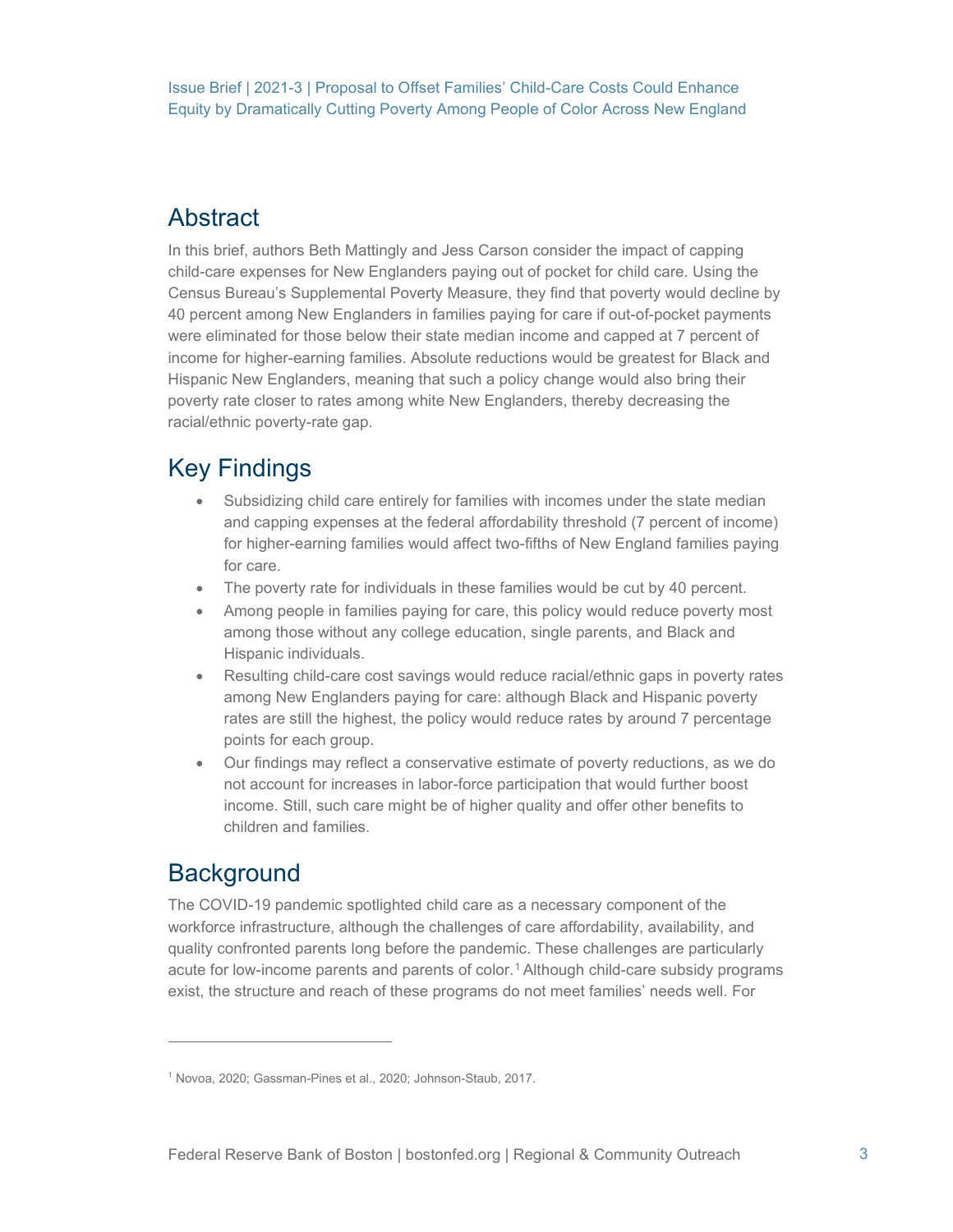## Abstract

In this brief, authors Beth Mattingly and Jess Carson consider the impact of capping child-care expenses for New Englanders paying out of pocket for child care. Using the Census Bureau's Supplemental Poverty Measure, they find that poverty would decline by 40 percent among New Englanders in families paying for care if out-of-pocket payments were eliminated for those below their state median income and capped at 7 percent of income for higher-earning families. Absolute reductions would be greatest for Black and Hispanic New Englanders, meaning that such a policy change would also bring their poverty rate closer to rates among white New Englanders, thereby decreasing the racial/ethnic poverty-rate gap.

## Key Findings

- Subsidizing child care entirely for families with incomes under the state median and capping expenses at the federal affordability threshold (7 percent of income) for higher-earning families would affect two-fifths of New England families paying for care.
- The poverty rate for individuals in these families would be cut by 40 percent.
- Among people in families paying for care, this policy would reduce poverty most among those without any college education, single parents, and Black and Hispanic individuals.
- Resulting child-care cost savings would reduce racial/ethnic gaps in poverty rates among New Englanders paying for care: although Black and Hispanic poverty rates are still the highest, the policy would reduce rates by around 7 percentage points for each group.
- Our findings may reflect a conservative estimate of poverty reductions, as we do not account for increases in labor-force participation that would further boost income. Still, such care might be of higher quality and offer other benefits to children and families.

## Background

The COVID-19 pandemic spotlighted child care as a necessary component of the workforce infrastructure, although the challenges of care affordability, availability, and quality confronted parents long before the pandemic. These challenges are particularly acute for low-income parents and parents of color.[1] Although child-care subsidy programs exist, the structure and reach of these programs do not meet families' needs well. For

[1] Novoa, 2020; Gassman-Pines et al., 2020; Johnson-Staub, 2017.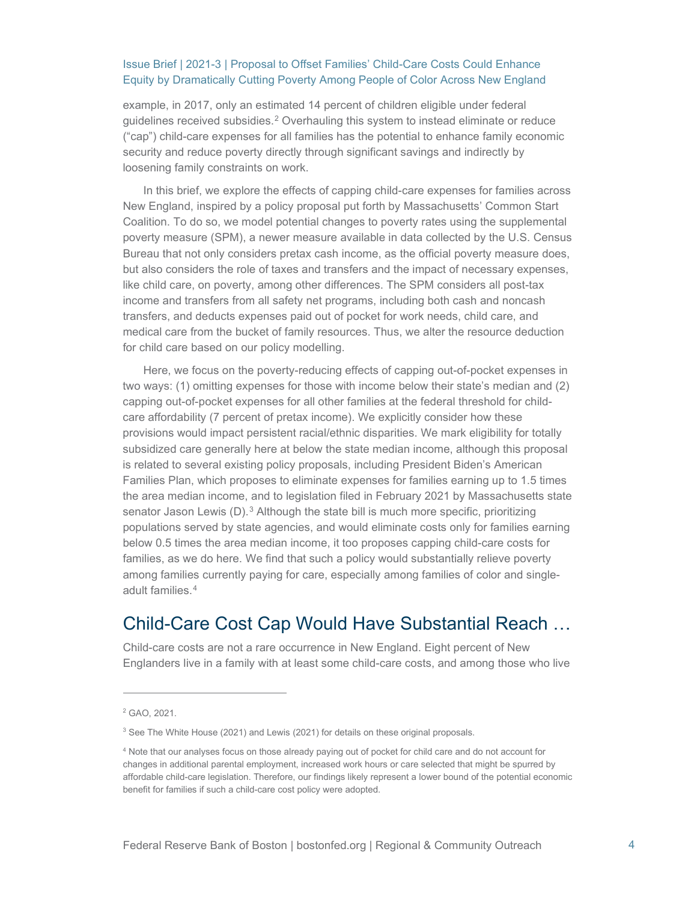example, in 2017, only an estimated 14 percent of children eligible under federal guidelines received subsidies.[2] Overhauling this system to instead eliminate or reduce ("cap") child-care expenses for all families has the potential to enhance family economic security and reduce poverty directly through significant savings and indirectly by loosening family constraints on work.

In this brief, we explore the effects of capping child-care expenses for families across New England, inspired by a policy proposal put forth by Massachusetts' Common Start Coalition. To do so, we model potential changes to poverty rates using the supplemental poverty measure (SPM), a newer measure available in data collected by the U.S. Census Bureau that not only considers pretax cash income, as the official poverty measure does, but also considers the role of taxes and transfers and the impact of necessary expenses, like child care, on poverty, among other differences. The SPM considers all post-tax income and transfers from all safety net programs, including both cash and noncash transfers, and deducts expenses paid out of pocket for work needs, child care, and medical care from the bucket of family resources. Thus, we alter the resource deduction for child care based on our policy modelling.

Here, we focus on the poverty-reducing effects of capping out-of-pocket expenses in two ways: (1) omitting expenses for those with income below their state's median and (2) capping out-of-pocket expenses for all other families at the federal threshold for child-care affordability (7 percent of pretax income). We explicitly consider how these provisions would impact persistent racial/ethnic disparities. We mark eligibility for totally subsidized care generally here at below the state median income, although this proposal is related to several existing policy proposals, including President Biden's American Families Plan, which proposes to eliminate expenses for families earning up to 1.5 times the area median income, and to legislation filed in February 2021 by Massachusetts state senator Jason Lewis (D).[3] Although the state bill is much more specific, prioritizing populations served by state agencies, and would eliminate costs only for families earning below 0.5 times the area median income, it too proposes capping child-care costs for families, as we do here. We find that such a policy would substantially relieve poverty among families currently paying for care, especially among families of color and single-adult families.[4]

## Child-Care Cost Cap Would Have Substantial Reach …

Child-care costs are not a rare occurrence in New England. Eight percent of New Englanders live in a family with at least some child-care costs, and among those who live

---

[2] GAO, 2021.

[3] See The White House (2021) and Lewis (2021) for details on these original proposals.

[4] Note that our analyses focus on those already paying out of pocket for child care and do not account for changes in additional parental employment, increased work hours or care selected that might be spurred by affordable child-care legislation. Therefore, our findings likely represent a lower bound of the potential economic benefit for families if such a child-care cost policy were adopted.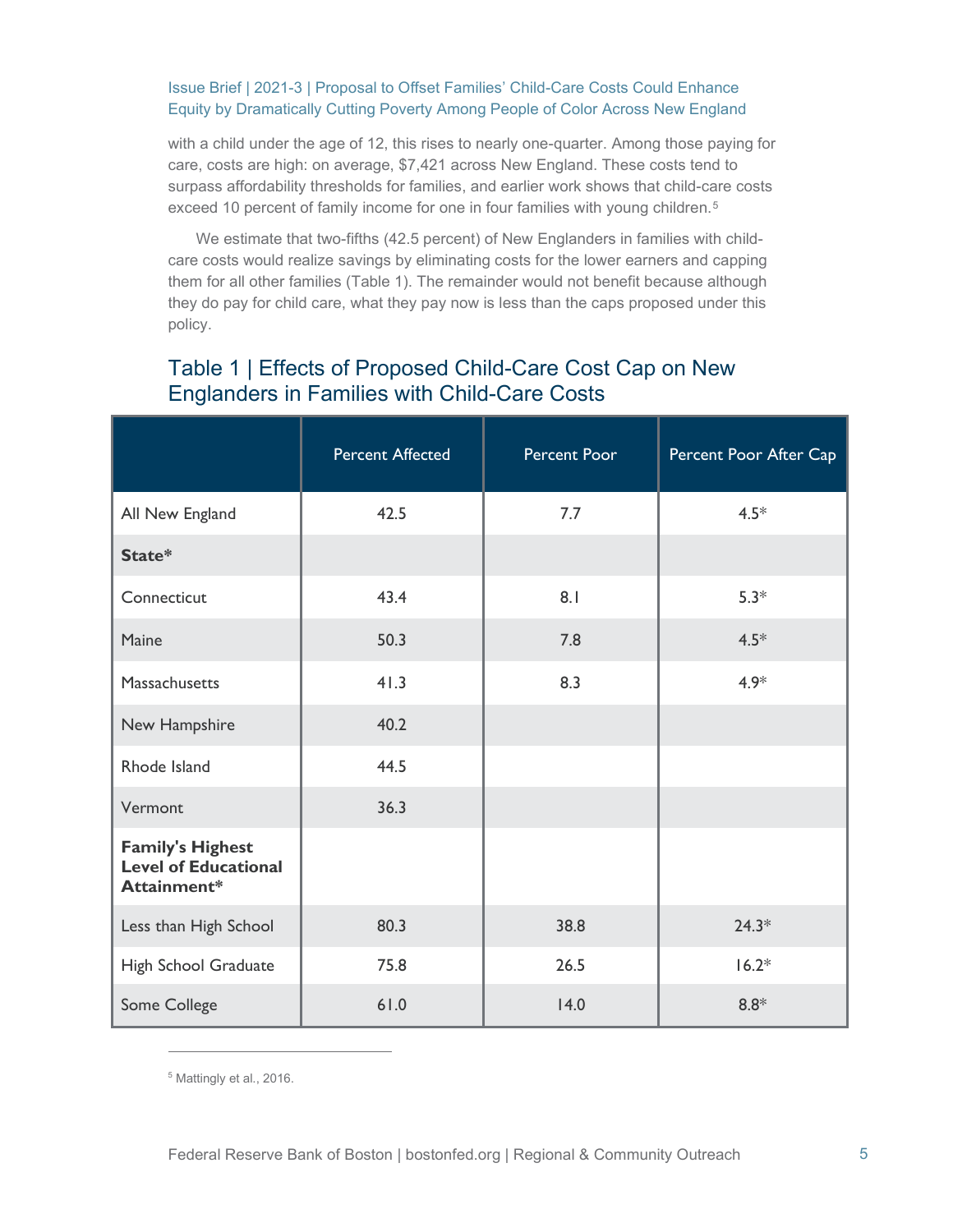with a child under the age of 12, this rises to nearly one-quarter. Among those paying for care, costs are high: on average, $7,421 across New England. These costs tend to surpass affordability thresholds for families, and earlier work shows that child-care costs exceed 10 percent of family income for one in four families with young children.[5]

We estimate that two-fifths (42.5 percent) of New Englanders in families with child-care costs would realize savings by eliminating costs for the lower earners and capping them for all other families (Table 1). The remainder would not benefit because although they do pay for child care, what they pay now is less than the caps proposed under this policy.

## Table 1 | Effects of Proposed Child-Care Cost Cap on New Englanders in Families with Child-Care Costs

| | Percent Affected | Percent Poor | Percent Poor After Cap |
|---|---|---|---|
| All New England | 42.5 | 7.7 | 4.5* |
| **State*** | | | |
| Connecticut | 43.4 | 8.1 | 5.3* |
| Maine | 50.3 | 7.8 | 4.5* |
| Massachusetts | 41.3 | 8.3 | 4.9* |
| New Hampshire | 40.2 | | |
| Rhode Island | 44.5 | | |
| Vermont | 36.3 | | |
| **Family's Highest Level of Educational Attainment*** | | | |
| Less than High School | 80.3 | 38.8 | 24.3* |
| High School Graduate | 75.8 | 26.5 | 16.2* |
| Some College | 61.0 | 14.0 | 8.8* |

---

[5] Mattingly et al., 2016.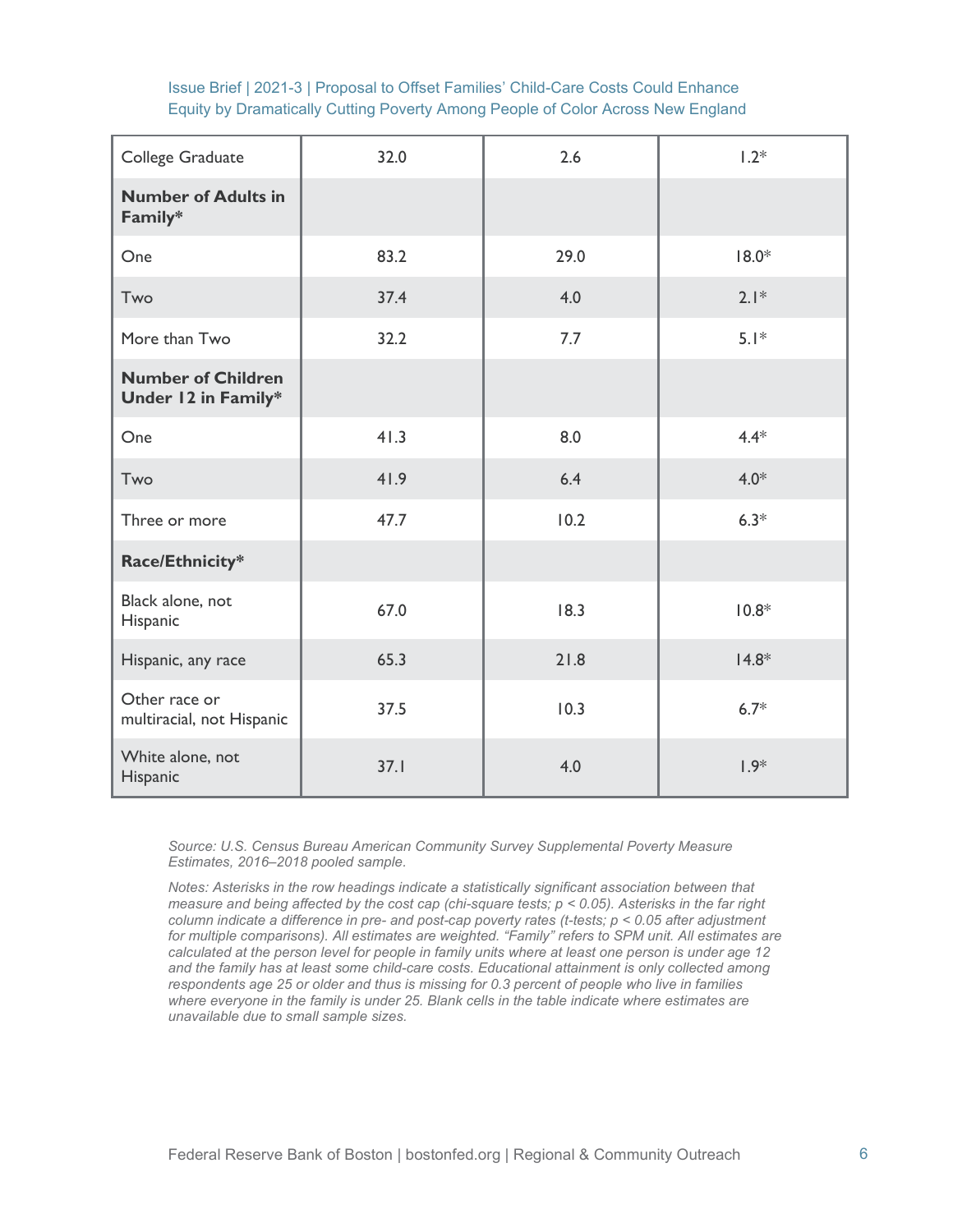| | | | |
|---|---|---|---|
| College Graduate | 32.0 | 2.6 | 1.2* |
| **Number of Adults in Family*** | | | |
| One | 83.2 | 29.0 | 18.0* |
| Two | 37.4 | 4.0 | 2.1* |
| More than Two | 32.2 | 7.7 | 5.1* |
| **Number of Children Under 12 in Family*** | | | |
| One | 41.3 | 8.0 | 4.4* |
| Two | 41.9 | 6.4 | 4.0* |
| Three or more | 47.7 | 10.2 | 6.3* |
| **Race/Ethnicity*** | | | |
| Black alone, not Hispanic | 67.0 | 18.3 | 10.8* |
| Hispanic, any race | 65.3 | 21.8 | 14.8* |
| Other race or multiracial, not Hispanic | 37.5 | 10.3 | 6.7* |
| White alone, not Hispanic | 37.1 | 4.0 | 1.9* |

*Source: U.S. Census Bureau American Community Survey Supplemental Poverty Measure Estimates, 2016–2018 pooled sample.*

*Notes: Asterisks in the row headings indicate a statistically significant association between that measure and being affected by the cost cap (chi-square tests; $p < 0.05$). Asterisks in the far right column indicate a difference in pre- and post-cap poverty rates (t-tests; $p < 0.05$ after adjustment for multiple comparisons). All estimates are weighted. "Family" refers to SPM unit. All estimates are calculated at the person level for people in family units where at least one person is under age 12 and the family has at least some child-care costs. Educational attainment is only collected among respondents age 25 or older and thus is missing for 0.3 percent of people who live in families where everyone in the family is under 25. Blank cells in the table indicate where estimates are unavailable due to small sample sizes.*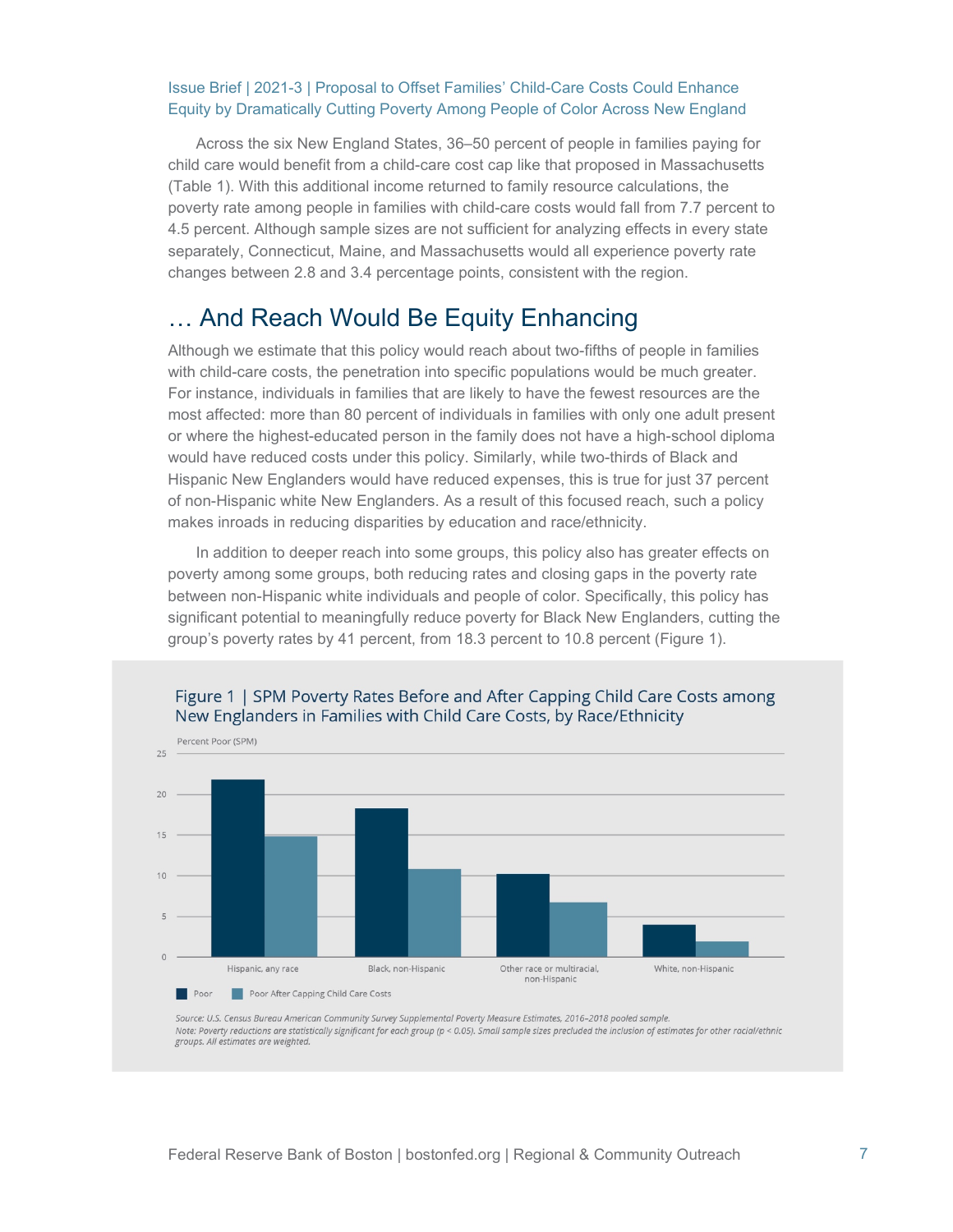Across the six New England States, 36–50 percent of people in families paying for child care would benefit from a child-care cost cap like that proposed in Massachusetts (Table 1). With this additional income returned to family resource calculations, the poverty rate among people in families with child-care costs would fall from 7.7 percent to 4.5 percent. Although sample sizes are not sufficient for analyzing effects in every state separately, Connecticut, Maine, and Massachusetts would all experience poverty rate changes between 2.8 and 3.4 percentage points, consistent with the region.

## … And Reach Would Be Equity Enhancing

Although we estimate that this policy would reach about two-fifths of people in families with child-care costs, the penetration into specific populations would be much greater. For instance, individuals in families that are likely to have the fewest resources are the most affected: more than 80 percent of individuals in families with only one adult present or where the highest-educated person in the family does not have a high-school diploma would have reduced costs under this policy. Similarly, while two-thirds of Black and Hispanic New Englanders would have reduced expenses, this is true for just 37 percent of non-Hispanic white New Englanders. As a result of this focused reach, such a policy makes inroads in reducing disparities by education and race/ethnicity.

In addition to deeper reach into some groups, this policy also has greater effects on poverty among some groups, both reducing rates and closing gaps in the poverty rate between non-Hispanic white individuals and people of color. Specifically, this policy has significant potential to meaningfully reduce poverty for Black New Englanders, cutting the group's poverty rates by 41 percent, from 18.3 percent to 10.8 percent (Figure 1).

**Figure 1 | SPM Poverty Rates Before and After Capping Child Care Costs among New Englanders in Families with Child Care Costs, by Race/Ethnicity**

*Source: U.S. Census Bureau American Community Survey Supplemental Poverty Measure Estimates, 2016–2018 pooled sample.*
*Note: Poverty reductions are statistically significant for each group ($p < 0.05$). Small sample sizes precluded the inclusion of estimates for other racial/ethnic groups. All estimates are weighted.*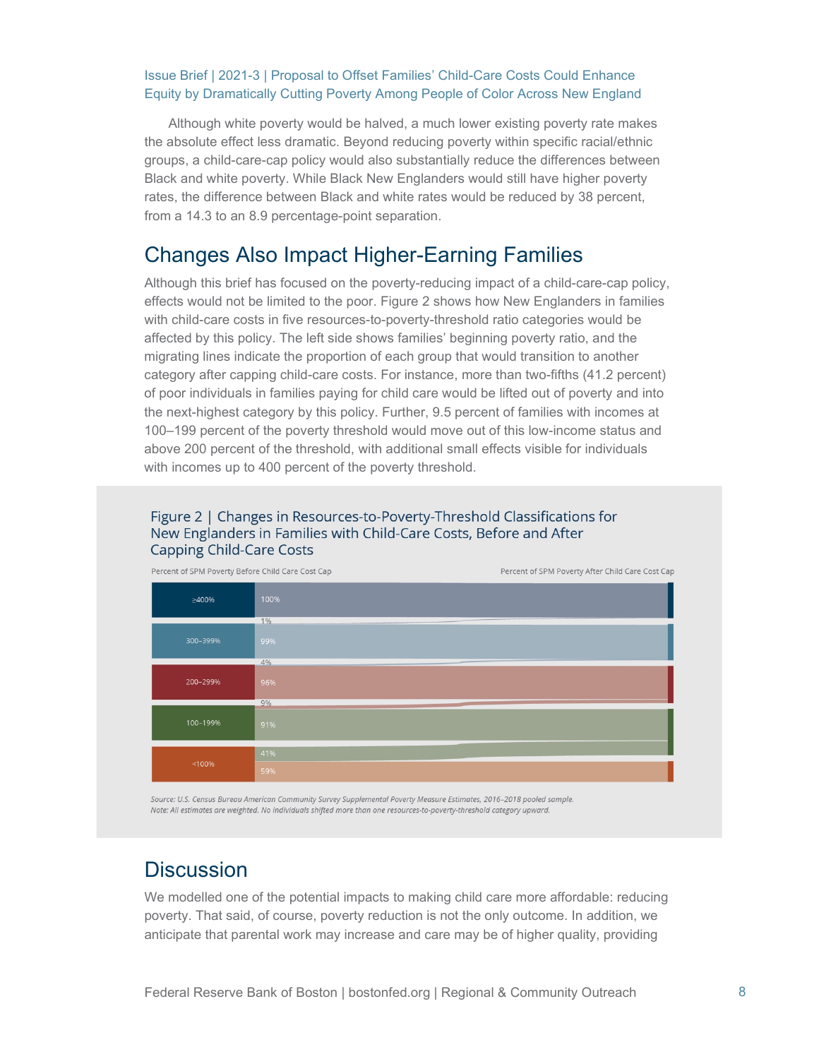Although white poverty would be halved, a much lower existing poverty rate makes the absolute effect less dramatic. Beyond reducing poverty within specific racial/ethnic groups, a child-care-cap policy would also substantially reduce the differences between Black and white poverty. While Black New Englanders would still have higher poverty rates, the difference between Black and white rates would be reduced by 38 percent, from a 14.3 to an 8.9 percentage-point separation.

## Changes Also Impact Higher-Earning Families

Although this brief has focused on the poverty-reducing impact of a child-care-cap policy, effects would not be limited to the poor. Figure 2 shows how New Englanders in families with child-care costs in five resources-to-poverty-threshold ratio categories would be affected by this policy. The left side shows families' beginning poverty ratio, and the migrating lines indicate the proportion of each group that would transition to another category after capping child-care costs. For instance, more than two-fifths (41.2 percent) of poor individuals in families paying for child care would be lifted out of poverty and into the next-highest category by this policy. Further, 9.5 percent of families with incomes at 100–199 percent of the poverty threshold would move out of this low-income status and above 200 percent of the threshold, with additional small effects visible for individuals with incomes up to 400 percent of the poverty threshold.

Figure 2 | Changes in Resources-to-Poverty-Threshold Classifications for New Englanders in Families with Child-Care Costs, Before and After Capping Child-Care Costs

Percent of SPM Poverty Before Child Care Cost Cap | Percent of SPM Poverty After Child Care Cost Cap

| Category (before) | Stays in category | Moves up one category |
|---|---|---|
| ≥400% | 100% | |
| 300–399% | 99% | 1% |
| 200–299% | 96% | 4% |
| 100–199% | 91% | 9% |
| <100% | 59% | 41% |

*Source: U.S. Census Bureau American Community Survey Supplemental Poverty Measure Estimates, 2016–2018 pooled sample.*
*Note: All estimates are weighted. No individuals shifted more than one resources-to-poverty-threshold category upward.*

## Discussion

We modelled one of the potential impacts to making child care more affordable: reducing poverty. That said, of course, poverty reduction is not the only outcome. In addition, we anticipate that parental work may increase and care may be of higher quality, providing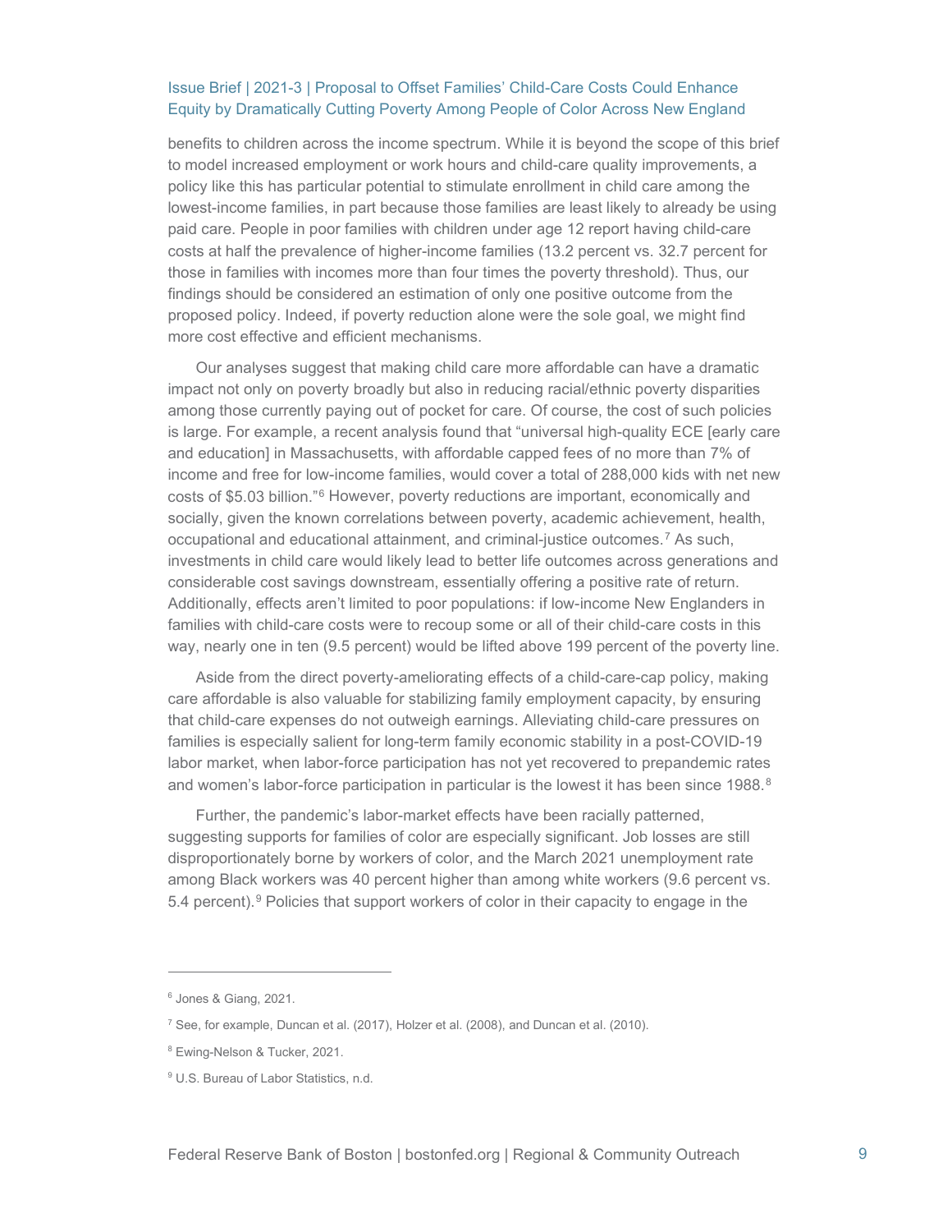benefits to children across the income spectrum. While it is beyond the scope of this brief to model increased employment or work hours and child-care quality improvements, a policy like this has particular potential to stimulate enrollment in child care among the lowest-income families, in part because those families are least likely to already be using paid care. People in poor families with children under age 12 report having child-care costs at half the prevalence of higher-income families (13.2 percent vs. 32.7 percent for those in families with incomes more than four times the poverty threshold). Thus, our findings should be considered an estimation of only one positive outcome from the proposed policy. Indeed, if poverty reduction alone were the sole goal, we might find more cost effective and efficient mechanisms.

Our analyses suggest that making child care more affordable can have a dramatic impact not only on poverty broadly but also in reducing racial/ethnic poverty disparities among those currently paying out of pocket for care. Of course, the cost of such policies is large. For example, a recent analysis found that "universal high-quality ECE [early care and education] in Massachusetts, with affordable capped fees of no more than 7% of income and free for low-income families, would cover a total of 288,000 kids with net new costs of $5.03 billion."[6] However, poverty reductions are important, economically and socially, given the known correlations between poverty, academic achievement, health, occupational and educational attainment, and criminal-justice outcomes.[7] As such, investments in child care would likely lead to better life outcomes across generations and considerable cost savings downstream, essentially offering a positive rate of return. Additionally, effects aren't limited to poor populations: if low-income New Englanders in families with child-care costs were to recoup some or all of their child-care costs in this way, nearly one in ten (9.5 percent) would be lifted above 199 percent of the poverty line.

Aside from the direct poverty-ameliorating effects of a child-care-cap policy, making care affordable is also valuable for stabilizing family employment capacity, by ensuring that child-care expenses do not outweigh earnings. Alleviating child-care pressures on families is especially salient for long-term family economic stability in a post-COVID-19 labor market, when labor-force participation has not yet recovered to prepandemic rates and women's labor-force participation in particular is the lowest it has been since 1988.[8]

Further, the pandemic's labor-market effects have been racially patterned, suggesting supports for families of color are especially significant. Job losses are still disproportionately borne by workers of color, and the March 2021 unemployment rate among Black workers was 40 percent higher than among white workers (9.6 percent vs. 5.4 percent).[9] Policies that support workers of color in their capacity to engage in the

---

[6] Jones & Giang, 2021.

[7] See, for example, Duncan et al. (2017), Holzer et al. (2008), and Duncan et al. (2010).

[8] Ewing-Nelson & Tucker, 2021.

[9] U.S. Bureau of Labor Statistics, n.d.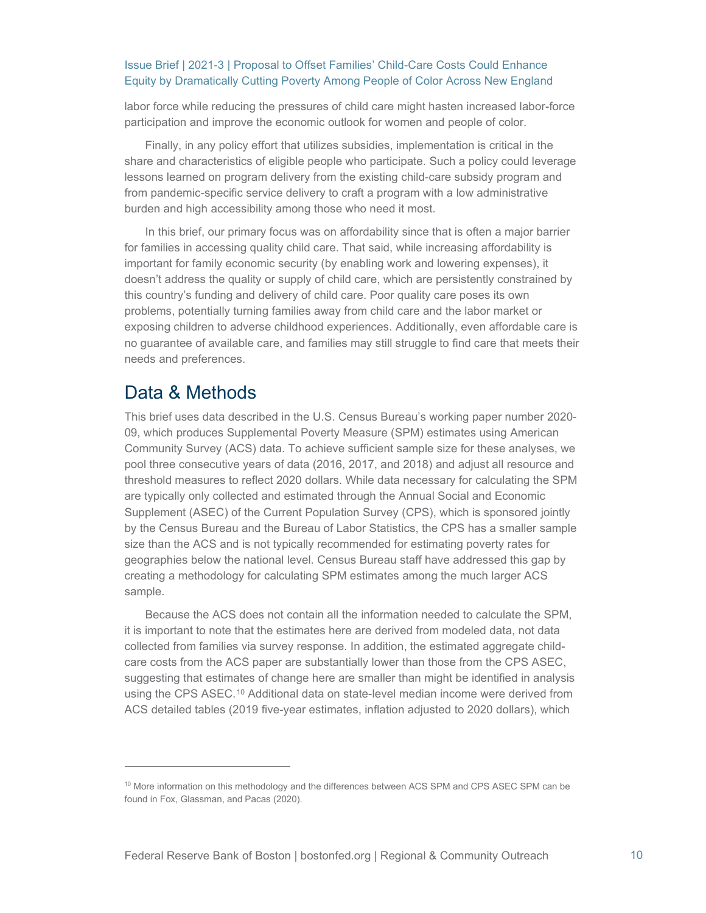labor force while reducing the pressures of child care might hasten increased labor-force participation and improve the economic outlook for women and people of color.

Finally, in any policy effort that utilizes subsidies, implementation is critical in the share and characteristics of eligible people who participate. Such a policy could leverage lessons learned on program delivery from the existing child-care subsidy program and from pandemic-specific service delivery to craft a program with a low administrative burden and high accessibility among those who need it most.

In this brief, our primary focus was on affordability since that is often a major barrier for families in accessing quality child care. That said, while increasing affordability is important for family economic security (by enabling work and lowering expenses), it doesn't address the quality or supply of child care, which are persistently constrained by this country's funding and delivery of child care. Poor quality care poses its own problems, potentially turning families away from child care and the labor market or exposing children to adverse childhood experiences. Additionally, even affordable care is no guarantee of available care, and families may still struggle to find care that meets their needs and preferences.

## Data & Methods

This brief uses data described in the U.S. Census Bureau's working paper number 2020-09, which produces Supplemental Poverty Measure (SPM) estimates using American Community Survey (ACS) data. To achieve sufficient sample size for these analyses, we pool three consecutive years of data (2016, 2017, and 2018) and adjust all resource and threshold measures to reflect 2020 dollars. While data necessary for calculating the SPM are typically only collected and estimated through the Annual Social and Economic Supplement (ASEC) of the Current Population Survey (CPS), which is sponsored jointly by the Census Bureau and the Bureau of Labor Statistics, the CPS has a smaller sample size than the ACS and is not typically recommended for estimating poverty rates for geographies below the national level. Census Bureau staff have addressed this gap by creating a methodology for calculating SPM estimates among the much larger ACS sample.

Because the ACS does not contain all the information needed to calculate the SPM, it is important to note that the estimates here are derived from modeled data, not data collected from families via survey response. In addition, the estimated aggregate child-care costs from the ACS paper are substantially lower than those from the CPS ASEC, suggesting that estimates of change here are smaller than might be identified in analysis using the CPS ASEC.[10] Additional data on state-level median income were derived from ACS detailed tables (2019 five-year estimates, inflation adjusted to 2020 dollars), which

[10] More information on this methodology and the differences between ACS SPM and CPS ASEC SPM can be found in Fox, Glassman, and Pacas (2020).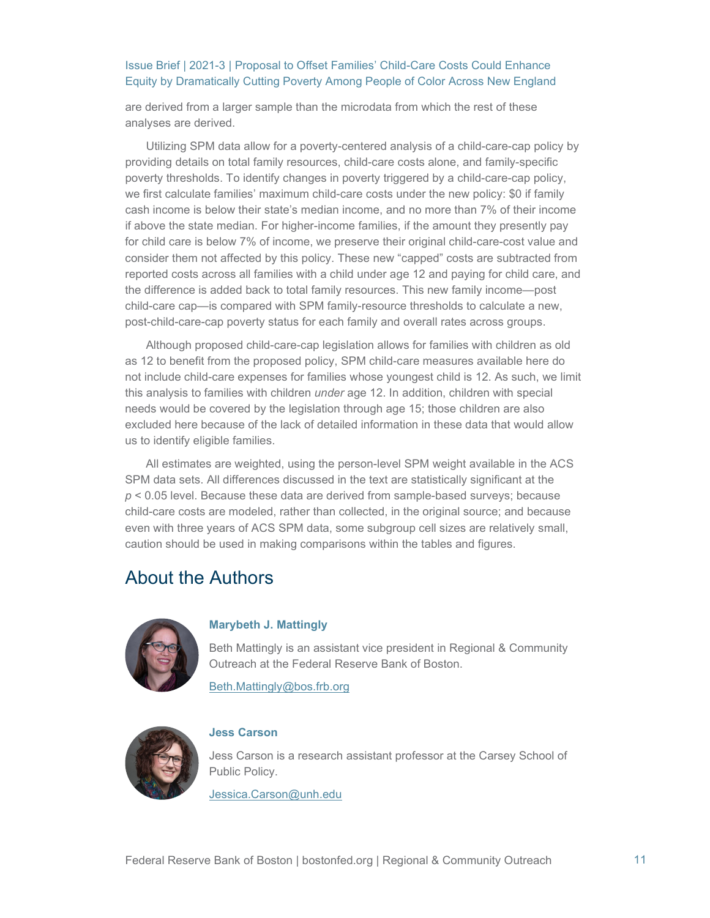are derived from a larger sample than the microdata from which the rest of these analyses are derived.

Utilizing SPM data allow for a poverty-centered analysis of a child-care-cap policy by providing details on total family resources, child-care costs alone, and family-specific poverty thresholds. To identify changes in poverty triggered by a child-care-cap policy, we first calculate families' maximum child-care costs under the new policy: $0 if family cash income is below their state's median income, and no more than 7% of their income if above the state median. For higher-income families, if the amount they presently pay for child care is below 7% of income, we preserve their original child-care-cost value and consider them not affected by this policy. These new "capped" costs are subtracted from reported costs across all families with a child under age 12 and paying for child care, and the difference is added back to total family resources. This new family income—post child-care cap—is compared with SPM family-resource thresholds to calculate a new, post-child-care-cap poverty status for each family and overall rates across groups.

Although proposed child-care-cap legislation allows for families with children as old as 12 to benefit from the proposed policy, SPM child-care measures available here do not include child-care expenses for families whose youngest child is 12. As such, we limit this analysis to families with children *under* age 12. In addition, children with special needs would be covered by the legislation through age 15; those children are also excluded here because of the lack of detailed information in these data that would allow us to identify eligible families.

All estimates are weighted, using the person-level SPM weight available in the ACS SPM data sets. All differences discussed in the text are statistically significant at the $p < 0.05$ level. Because these data are derived from sample-based surveys; because child-care costs are modeled, rather than collected, in the original source; and because even with three years of ACS SPM data, some subgroup cell sizes are relatively small, caution should be used in making comparisons within the tables and figures.

## About the Authors

**Marybeth J. Mattingly**

Beth Mattingly is an assistant vice president in Regional & Community Outreach at the Federal Reserve Bank of Boston.

Beth.Mattingly@bos.frb.org

**Jess Carson**

Jess Carson is a research assistant professor at the Carsey School of Public Policy.

Jessica.Carson@unh.edu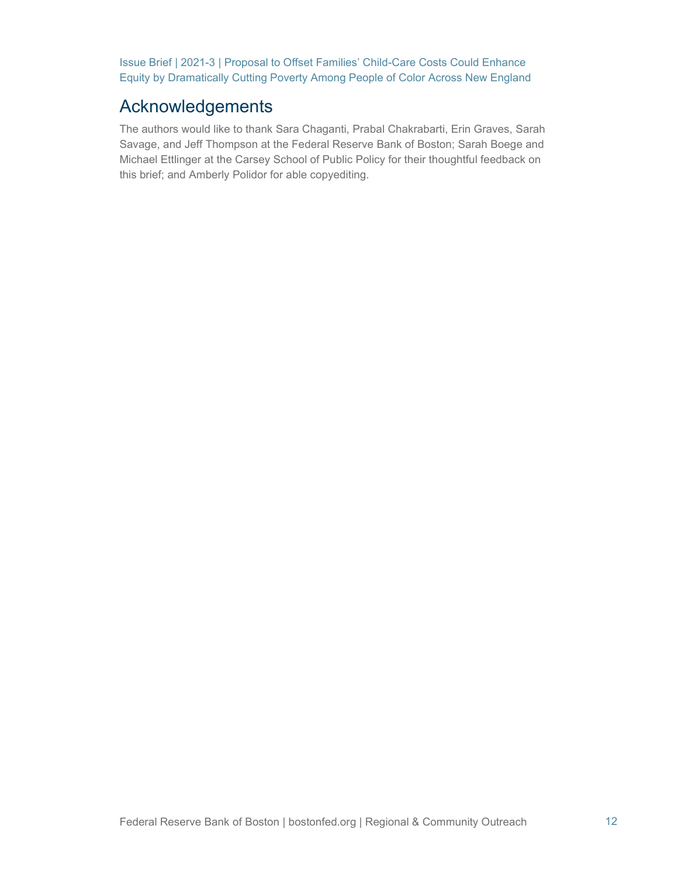## Acknowledgements

The authors would like to thank Sara Chaganti, Prabal Chakrabarti, Erin Graves, Sarah Savage, and Jeff Thompson at the Federal Reserve Bank of Boston; Sarah Boege and Michael Ettlinger at the Carsey School of Public Policy for their thoughtful feedback on this brief; and Amberly Polidor for able copyediting.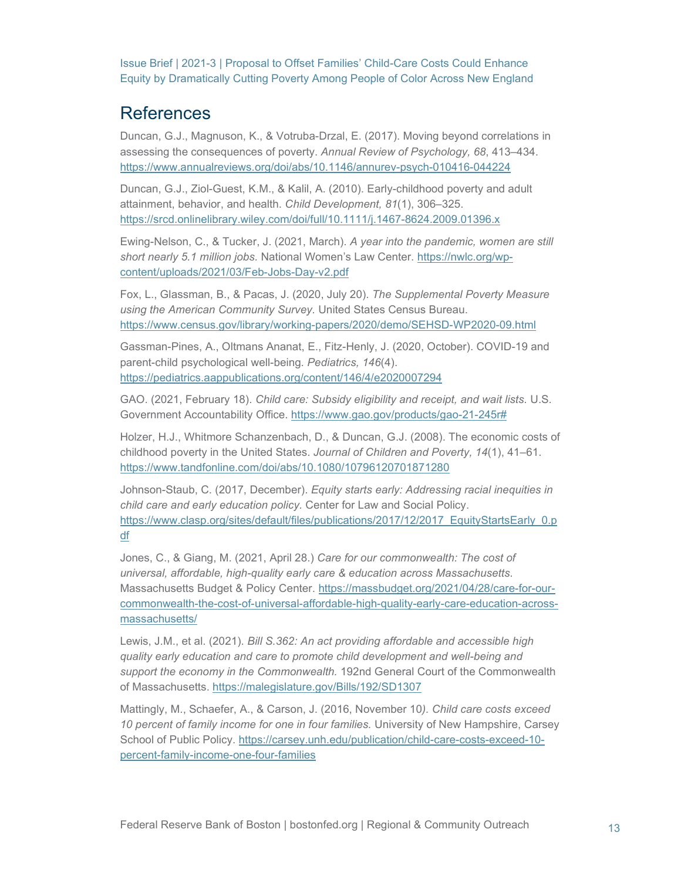## References

Duncan, G.J., Magnuson, K., & Votruba-Drzal, E. (2017). Moving beyond correlations in assessing the consequences of poverty. *Annual Review of Psychology, 68*, 413–434. https://www.annualreviews.org/doi/abs/10.1146/annurev-psych-010416-044224

Duncan, G.J., Ziol-Guest, K.M., & Kalil, A. (2010). Early-childhood poverty and adult attainment, behavior, and health. *Child Development, 81*(1), 306–325. https://srcd.onlinelibrary.wiley.com/doi/full/10.1111/j.1467-8624.2009.01396.x

Ewing-Nelson, C., & Tucker, J. (2021, March). *A year into the pandemic, women are still short nearly 5.1 million jobs*. National Women's Law Center. https://nwlc.org/wp-content/uploads/2021/03/Feb-Jobs-Day-v2.pdf

Fox, L., Glassman, B., & Pacas, J. (2020, July 20). *The Supplemental Poverty Measure using the American Community Survey*. United States Census Bureau. https://www.census.gov/library/working-papers/2020/demo/SEHSD-WP2020-09.html

Gassman-Pines, A., Oltmans Ananat, E., Fitz-Henly, J. (2020, October). COVID-19 and parent-child psychological well-being. *Pediatrics, 146*(4). https://pediatrics.aappublications.org/content/146/4/e2020007294

GAO. (2021, February 18). *Child care: Subsidy eligibility and receipt, and wait lists*. U.S. Government Accountability Office. https://www.gao.gov/products/gao-21-245r#

Holzer, H.J., Whitmore Schanzenbach, D., & Duncan, G.J. (2008). The economic costs of childhood poverty in the United States. *Journal of Children and Poverty, 14*(1), 41–61. https://www.tandfonline.com/doi/abs/10.1080/10796120701871280

Johnson-Staub, C. (2017, December). *Equity starts early: Addressing racial inequities in child care and early education policy*. Center for Law and Social Policy. https://www.clasp.org/sites/default/files/publications/2017/12/2017_EquityStartsEarly_0.pdf

Jones, C., & Giang, M. (2021, April 28.) *Care for our commonwealth: The cost of universal, affordable, high-quality early care & education across Massachusetts*. Massachusetts Budget & Policy Center. https://massbudget.org/2021/04/28/care-for-our-commonwealth-the-cost-of-universal-affordable-high-quality-early-care-education-across-massachusetts/

Lewis, J.M., et al. (2021). *Bill S.362: An act providing affordable and accessible high quality early education and care to promote child development and well-being and support the economy in the Commonwealth*. 192nd General Court of the Commonwealth of Massachusetts. https://malegislature.gov/Bills/192/SD1307

Mattingly, M., Schaefer, A., & Carson, J. (2016, November 10). *Child care costs exceed 10 percent of family income for one in four families*. University of New Hampshire, Carsey School of Public Policy. https://carsey.unh.edu/publication/child-care-costs-exceed-10-percent-family-income-one-four-families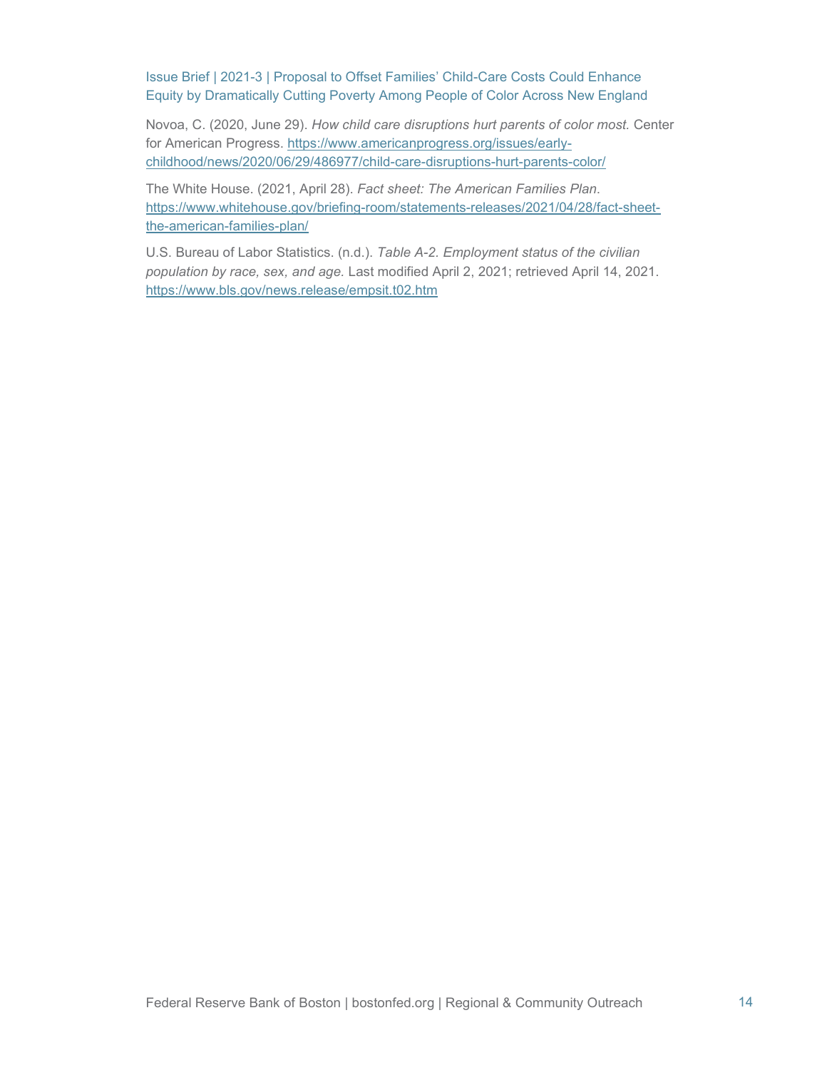Novoa, C. (2020, June 29). *How child care disruptions hurt parents of color most.* Center for American Progress. https://www.americanprogress.org/issues/early-childhood/news/2020/06/29/486977/child-care-disruptions-hurt-parents-color/

The White House. (2021, April 28). *Fact sheet: The American Families Plan*. https://www.whitehouse.gov/briefing-room/statements-releases/2021/04/28/fact-sheet-the-american-families-plan/

U.S. Bureau of Labor Statistics. (n.d.). *Table A-2. Employment status of the civilian population by race, sex, and age.* Last modified April 2, 2021; retrieved April 14, 2021. https://www.bls.gov/news.release/empsit.t02.htm